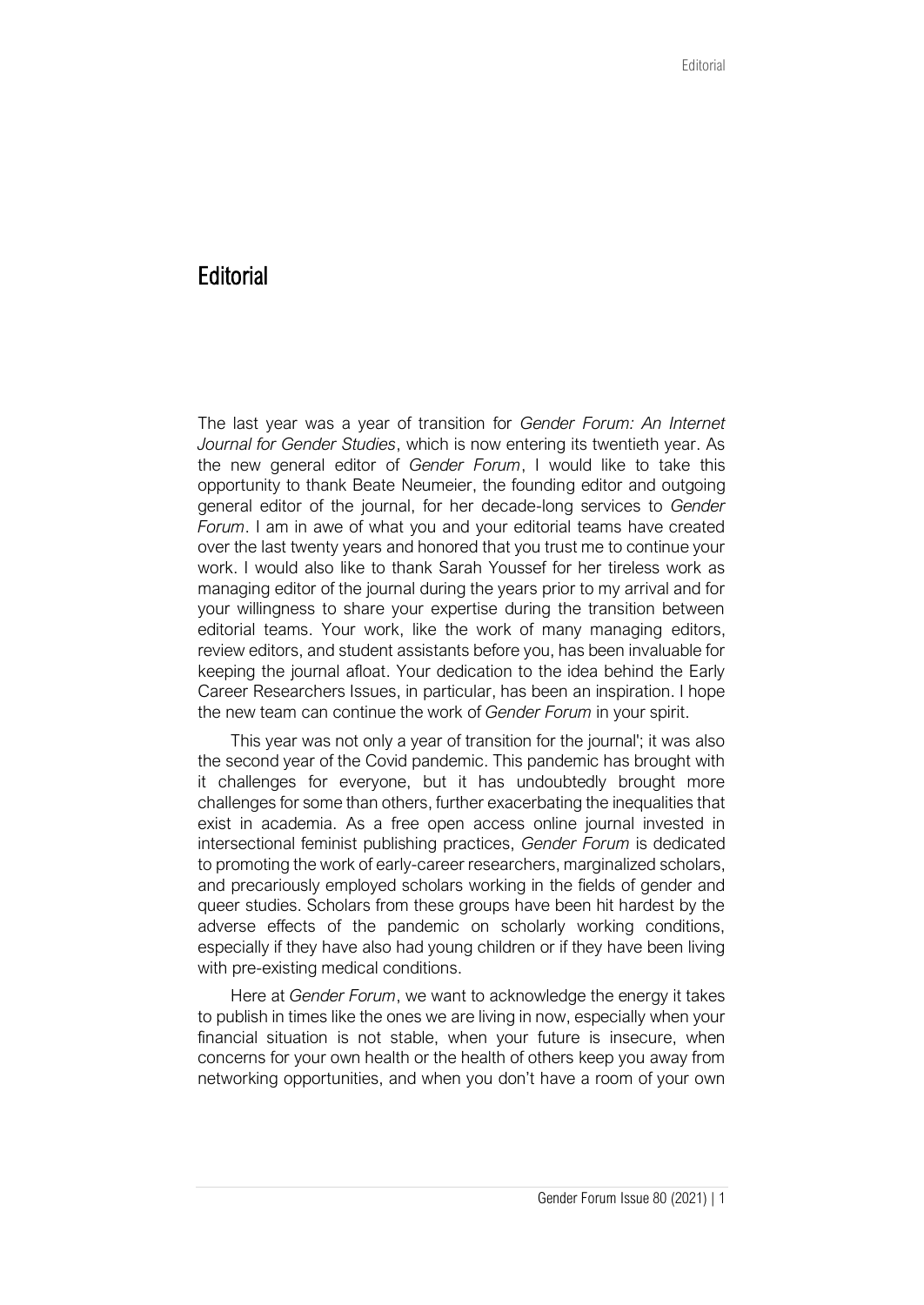# Editorial

The last year was a year of transition for *Gender Forum: An Internet Journal for Gender Studies*, which is now entering its twentieth year. As the new general editor of *Gender Forum*, I would like to take this opportunity to thank Beate Neumeier, the founding editor and outgoing general editor of the journal, for her decade-long services to *Gender Forum*. I am in awe of what you and your editorial teams have created over the last twenty years and honored that you trust me to continue your work. I would also like to thank Sarah Youssef for her tireless work as managing editor of the journal during the years prior to my arrival and for your willingness to share your expertise during the transition between editorial teams. Your work, like the work of many managing editors, review editors, and student assistants before you, has been invaluable for keeping the journal afloat. Your dedication to the idea behind the Early Career Researchers Issues, in particular, has been an inspiration. I hope the new team can continue the work of *Gender Forum* in your spirit.

This year was not only a year of transition for the journal'; it was also the second year of the Covid pandemic. This pandemic has brought with it challenges for everyone, but it has undoubtedly brought more challenges for some than others, further exacerbating the inequalities that exist in academia. As a free open access online journal invested in intersectional feminist publishing practices, *Gender Forum* is dedicated to promoting the work of early-career researchers, marginalized scholars, and precariously employed scholars working in the fields of gender and queer studies. Scholars from these groups have been hit hardest by the adverse effects of the pandemic on scholarly working conditions, especially if they have also had young children or if they have been living with pre-existing medical conditions.

Here at *Gender Forum*, we want to acknowledge the energy it takes to publish in times like the ones we are living in now, especially when your financial situation is not stable, when your future is insecure, when concerns for your own health or the health of others keep you away from networking opportunities, and when you don't have a room of your own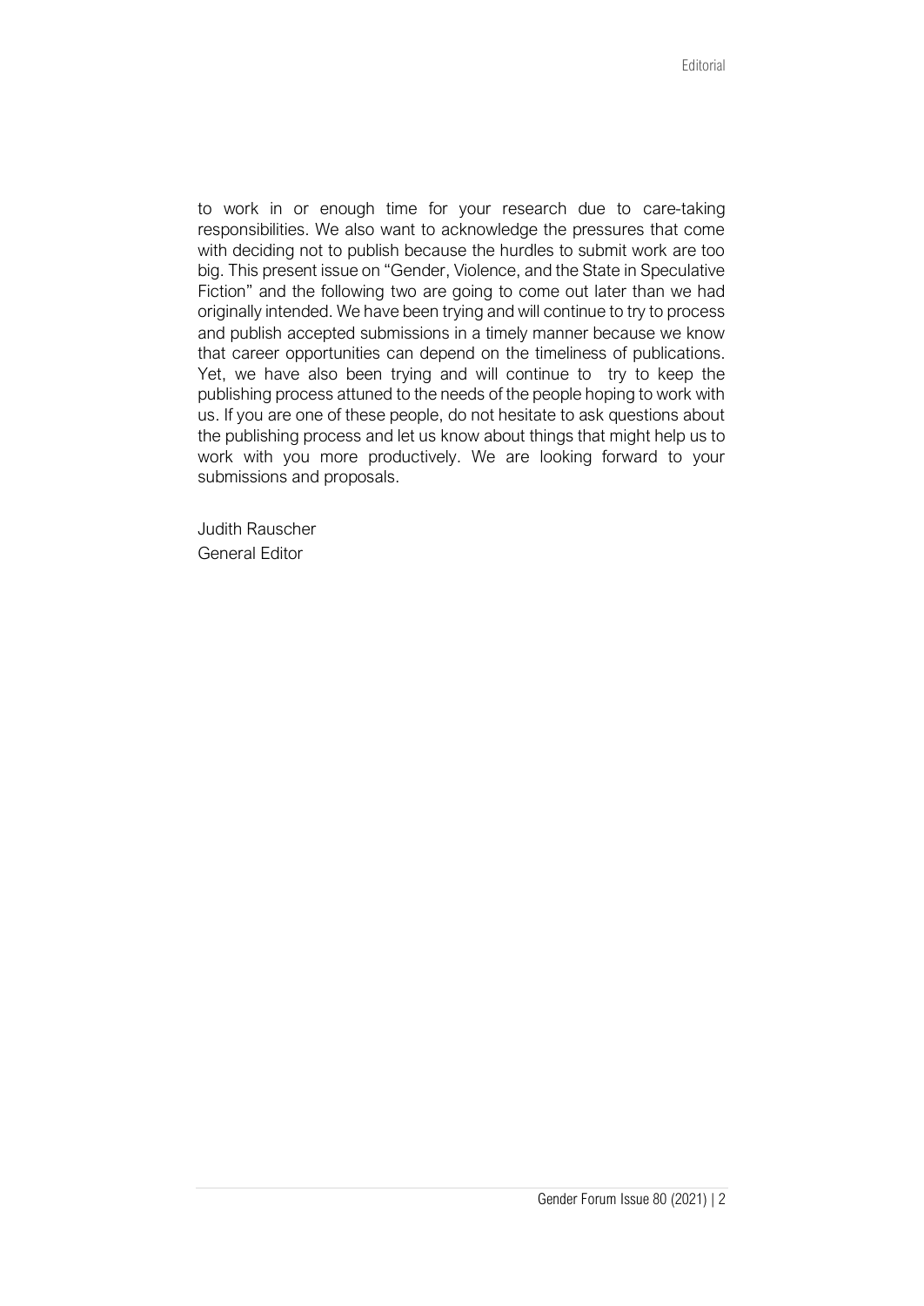to work in or enough time for your research due to care-taking responsibilities. We also want to acknowledge the pressures that come with deciding not to publish because the hurdles to submit work are too big. This present issue on "Gender, Violence, and the State in Speculative Fiction" and the following two are going to come out later than we had originally intended. We have been trying and will continue to try to process and publish accepted submissions in a timely manner because we know that career opportunities can depend on the timeliness of publications. Yet, we have also been trying and will continue to try to keep the publishing process attuned to the needs of the people hoping to work with us. If you are one of these people, do not hesitate to ask questions about the publishing process and let us know about things that might help us to work with you more productively. We are looking forward to your submissions and proposals.

Judith Rauscher
General Editor